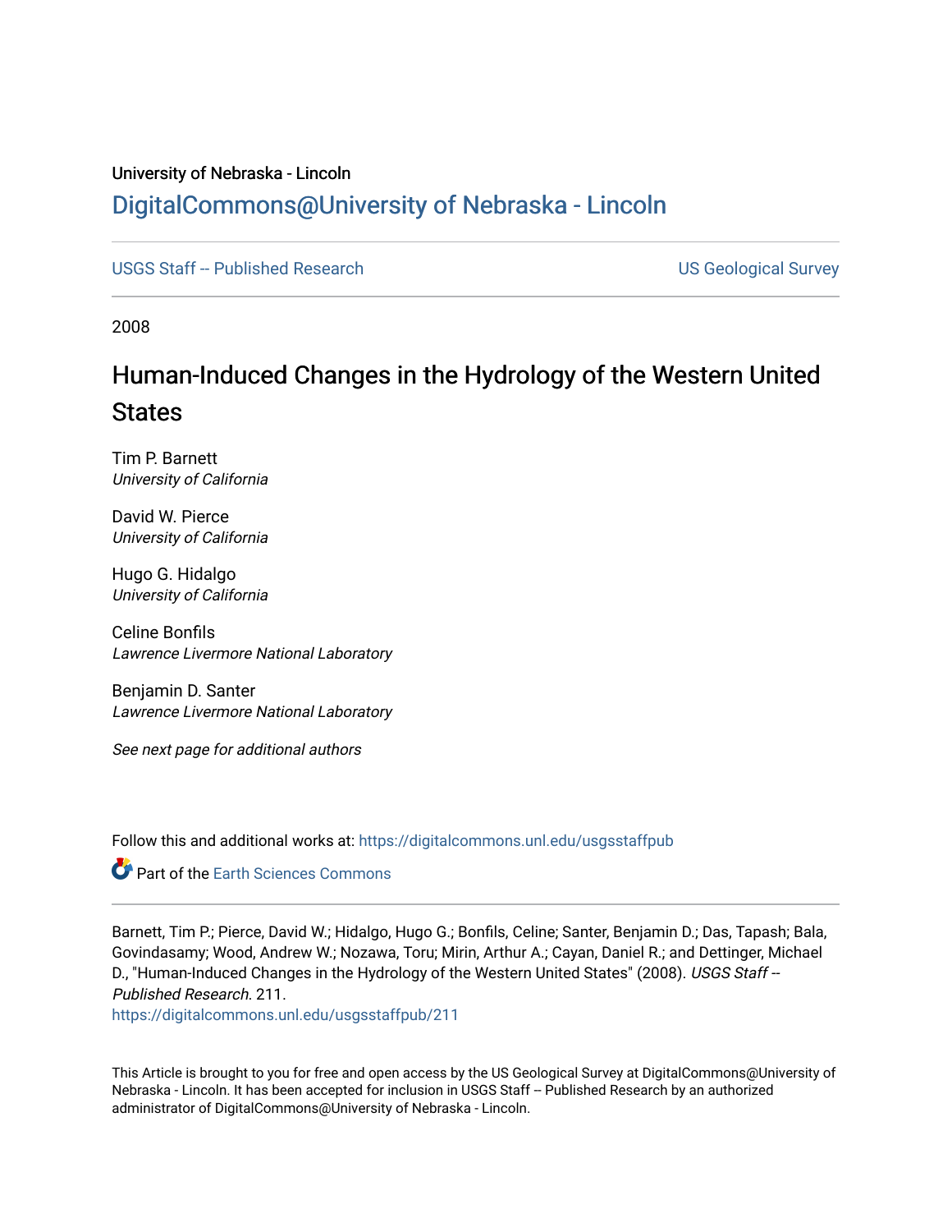University of Nebraska - Lincoln

# DigitalCommons@University of Nebraska - Lincoln

USGS Staff -- Published Research

US Geological Survey

2008

## Human-Induced Changes in the Hydrology of the Western United States

Tim P. Barnett
*University of California*

David W. Pierce
*University of California*

Hugo G. Hidalgo
*University of California*

Celine Bonfils
*Lawrence Livermore National Laboratory*

Benjamin D. Santer
*Lawrence Livermore National Laboratory*

*See next page for additional authors*

Follow this and additional works at: https://digitalcommons.unl.edu/usgsstaffpub

Part of the Earth Sciences Commons

Barnett, Tim P.; Pierce, David W.; Hidalgo, Hugo G.; Bonfils, Celine; Santer, Benjamin D.; Das, Tapash; Bala, Govindasamy; Wood, Andrew W.; Nozawa, Toru; Mirin, Arthur A.; Cayan, Daniel R.; and Dettinger, Michael D., "Human-Induced Changes in the Hydrology of the Western United States" (2008). *USGS Staff -- Published Research*. 211.
https://digitalcommons.unl.edu/usgsstaffpub/211

This Article is brought to you for free and open access by the US Geological Survey at DigitalCommons@University of Nebraska - Lincoln. It has been accepted for inclusion in USGS Staff -- Published Research by an authorized administrator of DigitalCommons@University of Nebraska - Lincoln.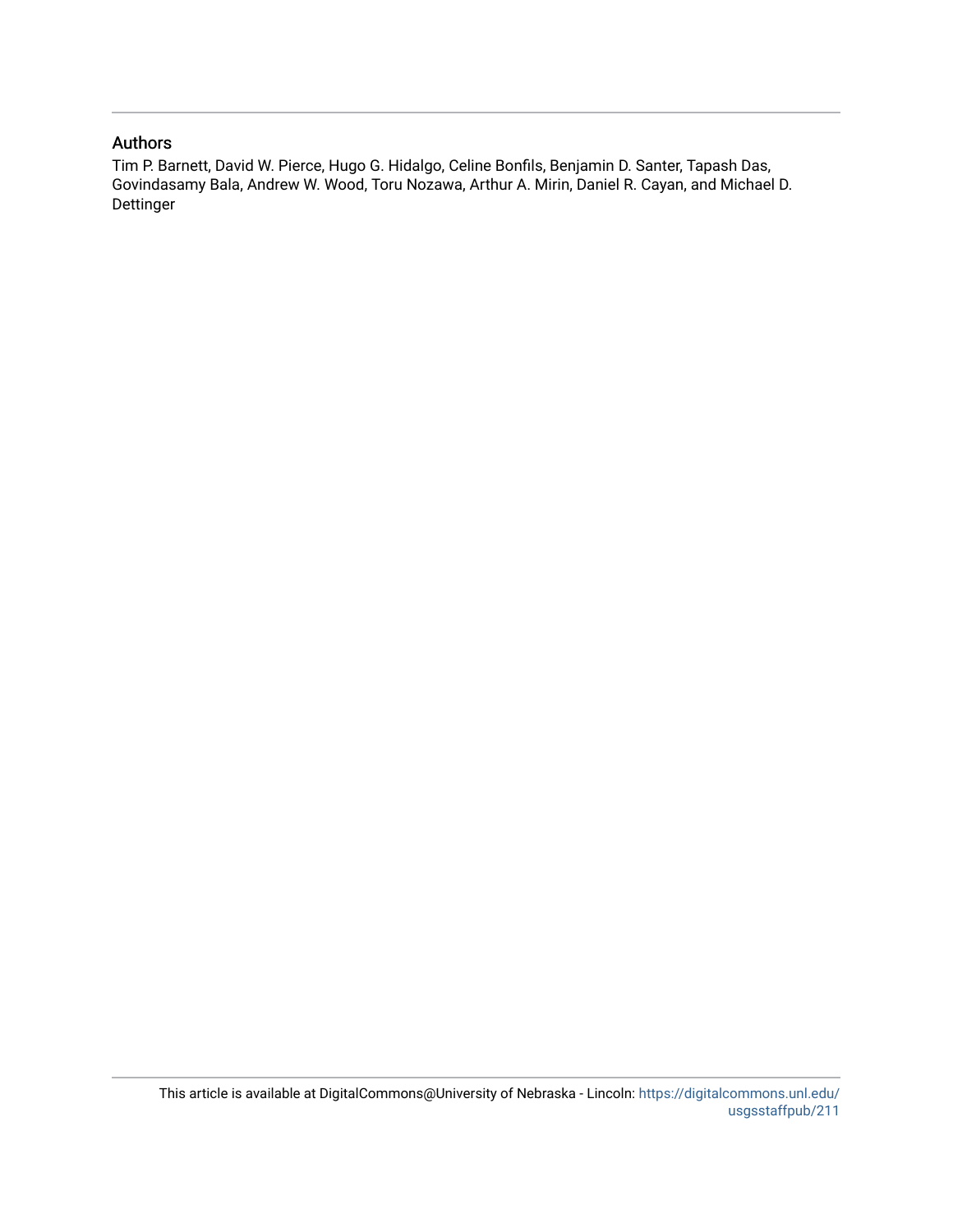## Authors

Tim P. Barnett, David W. Pierce, Hugo G. Hidalgo, Celine Bonfils, Benjamin D. Santer, Tapash Das, Govindasamy Bala, Andrew W. Wood, Toru Nozawa, Arthur A. Mirin, Daniel R. Cayan, and Michael D. Dettinger

This article is available at DigitalCommons@University of Nebraska - Lincoln: https://digitalcommons.unl.edu/usgsstaffpub/211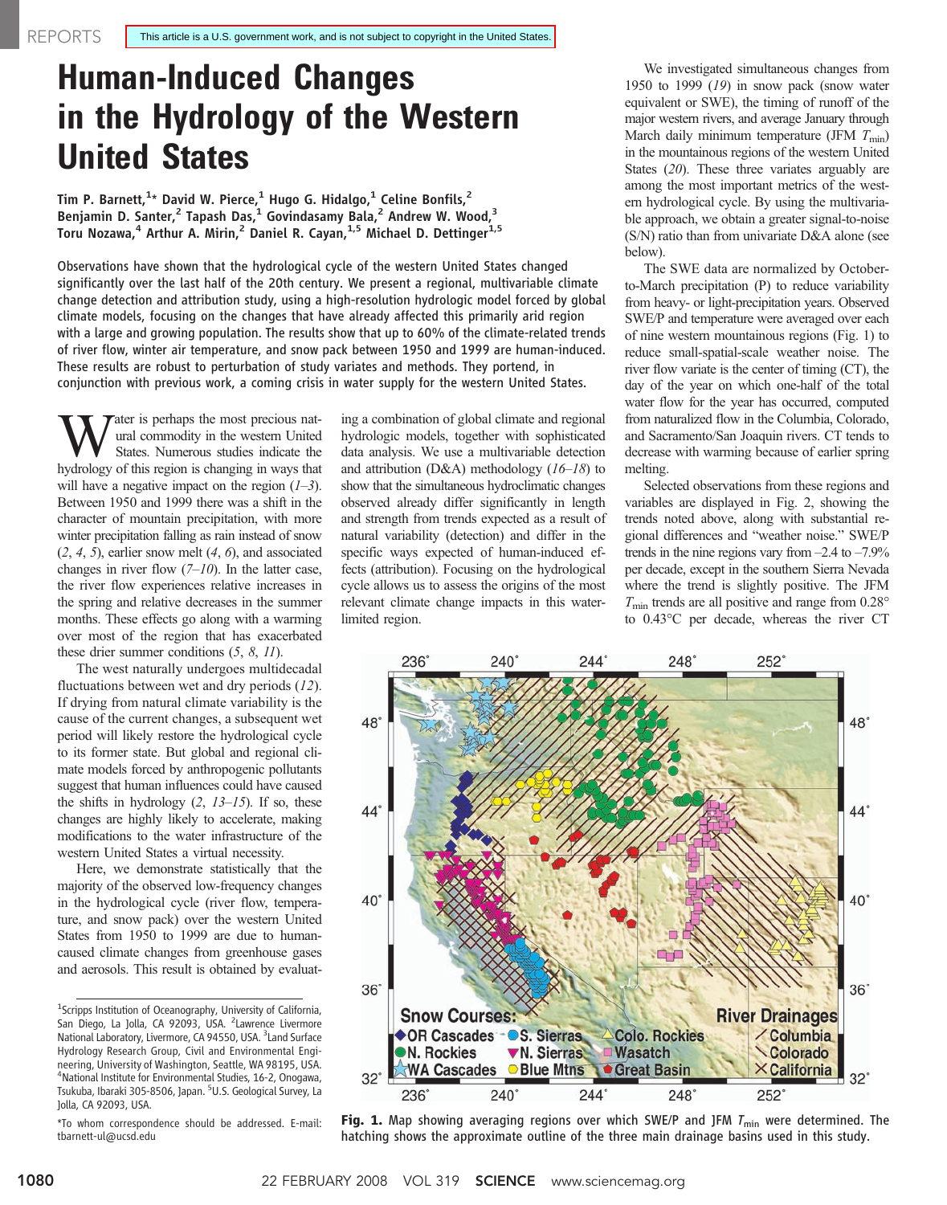REPORTS

This article is a U.S. government work, and is not subject to copyright in the United States.

# Human-Induced Changes in the Hydrology of the Western United States

**Tim P. Barnett,[1]* David W. Pierce,[1] Hugo G. Hidalgo,[1] Celine Bonfils,[2] Benjamin D. Santer,[2] Tapash Das,[1] Govindasamy Bala,[2] Andrew W. Wood,[3] Toru Nozawa,[4] Arthur A. Mirin,[2] Daniel R. Cayan,[1,5] Michael D. Dettinger[1,5]**

Observations have shown that the hydrological cycle of the western United States changed significantly over the last half of the 20th century. We present a regional, multivariable climate change detection and attribution study, using a high-resolution hydrologic model forced by global climate models, focusing on the changes that have already affected this primarily arid region with a large and growing population. The results show that up to 60% of the climate-related trends of river flow, winter air temperature, and snow pack between 1950 and 1999 are human-induced. These results are robust to perturbation of study variates and methods. They portend, in conjunction with previous work, a coming crisis in water supply for the western United States.

Water is perhaps the most precious natural commodity in the western United States. Numerous studies indicate the hydrology of this region is changing in ways that will have a negative impact on the region (*1*–*3*). Between 1950 and 1999 there was a shift in the character of mountain precipitation, with more winter precipitation falling as rain instead of snow (*2*, *4*, *5*), earlier snow melt (*4*, *6*), and associated changes in river flow (*7*–*10*). In the latter case, the river flow experiences relative increases in the spring and relative decreases in the summer months. These effects go along with a warming over most of the region that has exacerbated these drier summer conditions (*5*, *8*, *11*).

The west naturally undergoes multidecadal fluctuations between wet and dry periods (*12*). If drying from natural climate variability is the cause of the current changes, a subsequent wet period will likely restore the hydrological cycle to its former state. But global and regional climate models forced by anthropogenic pollutants suggest that human influences could have caused the shifts in hydrology (*2*, *13*–*15*). If so, these changes are highly likely to accelerate, making modifications to the water infrastructure of the western United States a virtual necessity.

Here, we demonstrate statistically that the majority of the observed low-frequency changes in the hydrological cycle (river flow, temperature, and snow pack) over the western United States from 1950 to 1999 are due to human-caused climate changes from greenhouse gases and aerosols. This result is obtained by evaluating a combination of global climate and regional hydrologic models, together with sophisticated data analysis. We use a multivariable detection and attribution (D&A) methodology (*16*–*18*) to show that the simultaneous hydroclimatic changes observed already differ significantly in length and strength from trends expected as a result of natural variability (detection) and differ in the specific ways expected of human-induced effects (attribution). Focusing on the hydrological cycle allows us to assess the origins of the most relevant climate change impacts in this water-limited region.

We investigated simultaneous changes from 1950 to 1999 (*19*) in snow pack (snow water equivalent or SWE), the timing of runoff of the major western rivers, and average January through March daily minimum temperature (JFM $T_{min}$) in the mountainous regions of the western United States (*20*). These three variates arguably are among the most important metrics of the western hydrological cycle. By using the multivariable approach, we obtain a greater signal-to-noise (S/N) ratio than from univariate D&A alone (see below).

The SWE data are normalized by October-to-March precipitation (P) to reduce variability from heavy- or light-precipitation years. Observed SWE/P and temperature were averaged over each of nine western mountainous regions (Fig. 1) to reduce small-spatial-scale weather noise. The river flow variate is the center of timing (CT), the day of the year on which one-half of the total water flow for the year has occurred, computed from naturalized flow in the Columbia, Colorado, and Sacramento/San Joaquin rivers. CT tends to decrease with warming because of earlier spring melting.

Selected observations from these regions and variables are displayed in Fig. 2, showing the trends noted above, along with substantial regional differences and "weather noise." SWE/P trends in the nine regions vary from –2.4 to –7.9% per decade, except in the southern Sierra Nevada where the trend is slightly positive. The JFM $T_{min}$ trends are all positive and range from 0.28° to 0.43°C per decade, whereas the river CT

**Fig. 1.** Map showing averaging regions over which SWE/P and JFM $T_{min}$ were determined. The hatching shows the approximate outline of the three main drainage basins used in this study.

[1]Scripps Institution of Oceanography, University of California, San Diego, La Jolla, CA 92093, USA. [2]Lawrence Livermore National Laboratory, Livermore, CA 94550, USA. [3]Land Surface Hydrology Research Group, Civil and Environmental Engineering, University of Washington, Seattle, WA 98195, USA. [4]National Institute for Environmental Studies, 16-2, Onogawa, Tsukuba, Ibaraki 305-8506, Japan. [5]U.S. Geological Survey, La Jolla, CA 92093, USA.

*To whom correspondence should be addressed. E-mail: tbarnett-ul@ucsd.edu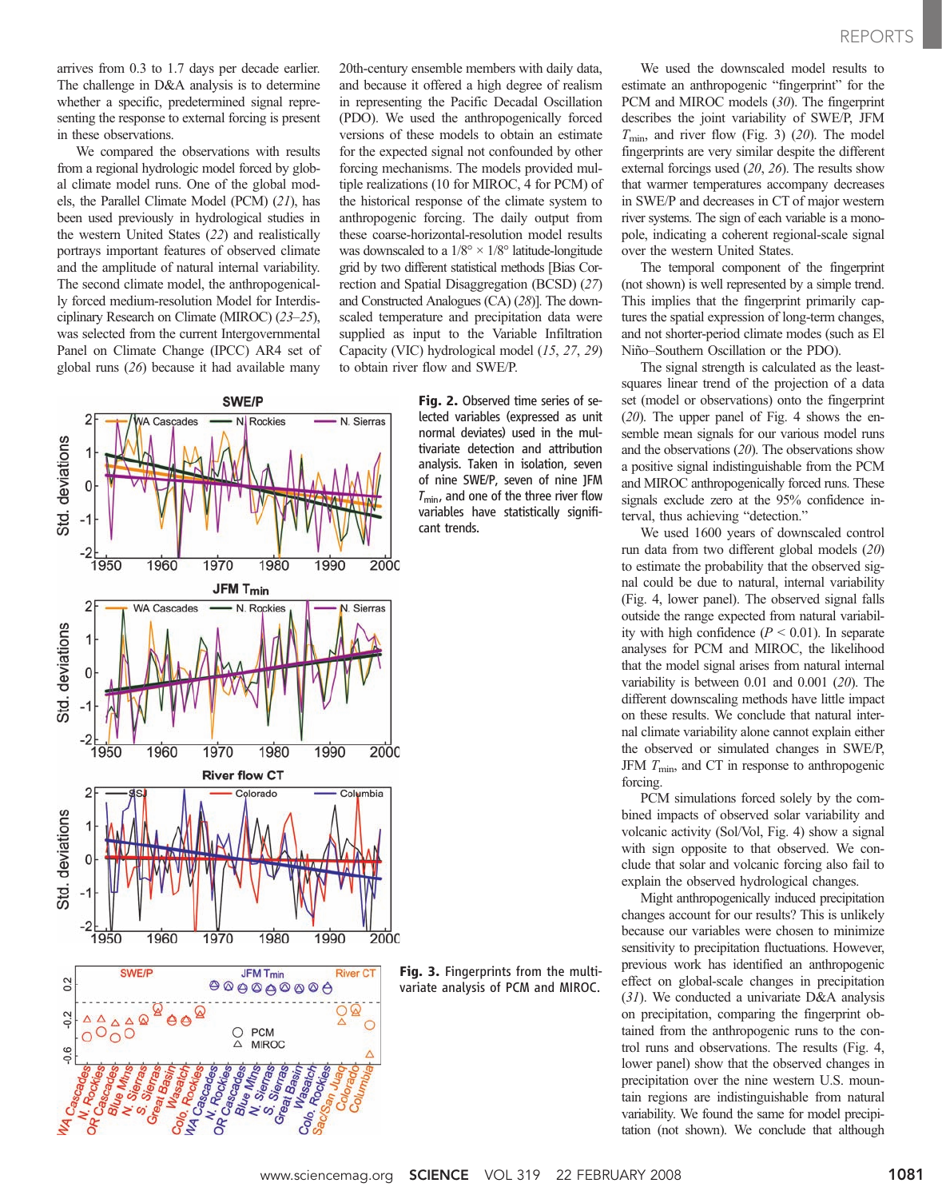arrives from 0.3 to 1.7 days per decade earlier. The challenge in D&A analysis is to determine whether a specific, predetermined signal representing the response to external forcing is present in these observations.

We compared the observations with results from a regional hydrologic model forced by global climate model runs. One of the global models, the Parallel Climate Model (PCM) (*21*), has been used previously in hydrological studies in the western United States (*22*) and realistically portrays important features of observed climate and the amplitude of natural internal variability. The second climate model, the anthropogenically forced medium-resolution Model for Interdisciplinary Research on Climate (MIROC) (*23*–*25*), was selected from the current Intergovernmental Panel on Climate Change (IPCC) AR4 set of global runs (*26*) because it had available many 20th-century ensemble members with daily data, and because it offered a high degree of realism in representing the Pacific Decadal Oscillation (PDO). We used the anthropogenically forced versions of these models to obtain an estimate for the expected signal not confounded by other forcing mechanisms. The models provided multiple realizations (10 for MIROC, 4 for PCM) of the historical response of the climate system to anthropogenic forcing. The daily output from these coarse-horizontal-resolution model results was downscaled to a 1/8° × 1/8° latitude-longitude grid by two different statistical methods [Bias Correction and Spatial Disaggregation (BCSD) (*27*) and Constructed Analogues (CA) (*28*)]. The downscaled temperature and precipitation data were supplied as input to the Variable Infiltration Capacity (VIC) hydrological model (*15*, *27*, *29*) to obtain river flow and SWE/P.

**Fig. 2.** Observed time series of selected variables (expressed as unit normal deviates) used in the multivariate detection and attribution analysis. Taken in isolation, seven of nine SWE/P, seven of nine JFM $T_{min}$, and one of the three river flow variables have statistically significant trends.

**Fig. 3.** Fingerprints from the multivariate analysis of PCM and MIROC.

We used the downscaled model results to estimate an anthropogenic "fingerprint" for the PCM and MIROC models (*30*). The fingerprint describes the joint variability of SWE/P, JFM $T_{min}$, and river flow (Fig. 3) (*20*). The model fingerprints are very similar despite the different external forcings used (*20*, *26*). The results show that warmer temperatures accompany decreases in SWE/P and decreases in CT of major western river systems. The sign of each variable is a monopole, indicating a coherent regional-scale signal over the western United States.

The temporal component of the fingerprint (not shown) is well represented by a simple trend. This implies that the fingerprint primarily captures the spatial expression of long-term changes, and not shorter-period climate modes (such as El Niño–Southern Oscillation or the PDO).

The signal strength is calculated as the least-squares linear trend of the projection of a data set (model or observations) onto the fingerprint (*20*). The upper panel of Fig. 4 shows the ensemble mean signals for our various model runs and the observations (*20*). The observations show a positive signal indistinguishable from the PCM and MIROC anthropogenically forced runs. These signals exclude zero at the 95% confidence interval, thus achieving "detection."

We used 1600 years of downscaled control run data from two different global models (*20*) to estimate the probability that the observed signal could be due to natural, internal variability (Fig. 4, lower panel). The observed signal falls outside the range expected from natural variability with high confidence ($P < 0.01$). In separate analyses for PCM and MIROC, the likelihood that the model signal arises from natural internal variability is between 0.01 and 0.001 (*20*). The different downscaling methods have little impact on these results. We conclude that natural internal climate variability alone cannot explain either the observed or simulated changes in SWE/P, JFM $T_{min}$, and CT in response to anthropogenic forcing.

PCM simulations forced solely by the combined impacts of observed solar variability and volcanic activity (Sol/Vol, Fig. 4) show a signal with sign opposite to that observed. We conclude that solar and volcanic forcing also fail to explain the observed hydrological changes.

Might anthropogenically induced precipitation changes account for our results? This is unlikely because our variables were chosen to minimize sensitivity to precipitation fluctuations. However, previous work has identified an anthropogenic effect on global-scale changes in precipitation (*31*). We conducted a univariate D&A analysis on precipitation, comparing the fingerprint obtained from the anthropogenic runs to the control runs and observations. The results (Fig. 4, lower panel) show that the observed changes in precipitation over the nine western U.S. mountain regions are indistinguishable from natural variability. We found the same for model precipitation (not shown). We conclude that although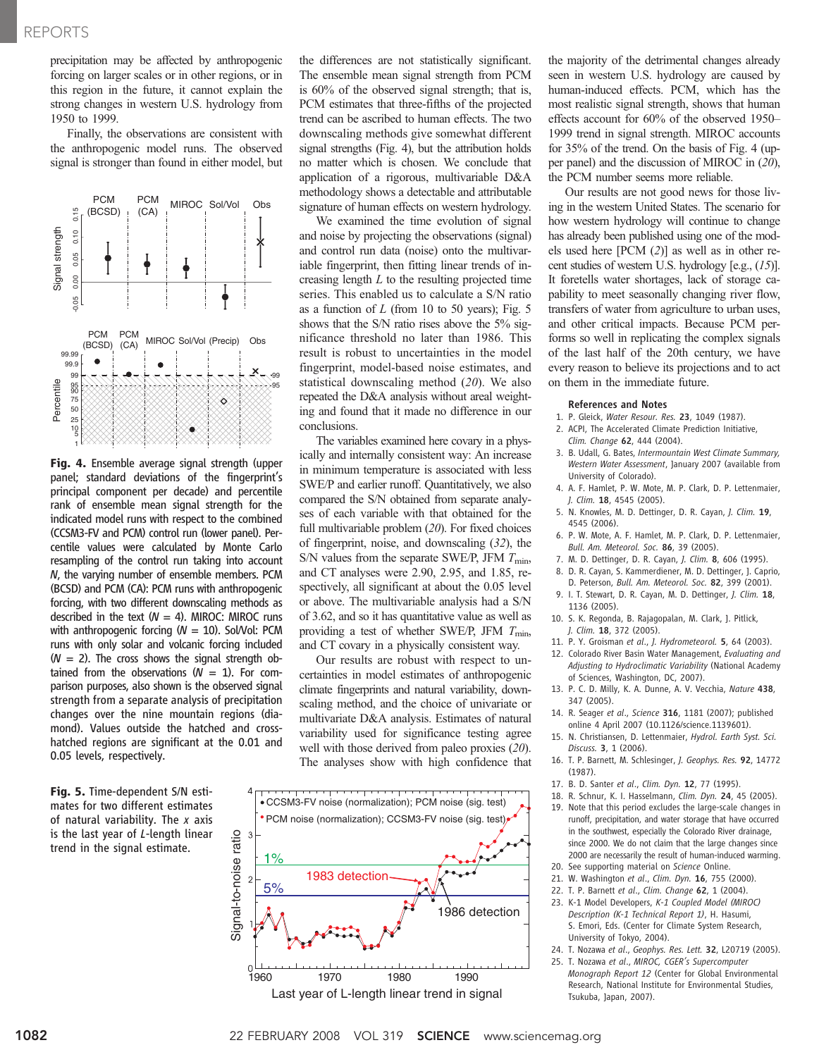precipitation may be affected by anthropogenic forcing on larger scales or in other regions, or in this region in the future, it cannot explain the strong changes in western U.S. hydrology from 1950 to 1999.

Finally, the observations are consistent with the anthropogenic model runs. The observed signal is stronger than found in either model, but the differences are not statistically significant. The ensemble mean signal strength from PCM is 60% of the observed signal strength; that is, PCM estimates that three-fifths of the projected trend can be ascribed to human effects. The two downscaling methods give somewhat different signal strengths (Fig. 4), but the attribution holds no matter which is chosen. We conclude that application of a rigorous, multivariable D&A methodology shows a detectable and attributable signature of human effects on western hydrology.

We examined the time evolution of signal and noise by projecting the observations (signal) and control run data (noise) onto the multivariable fingerprint, then fitting linear trends of increasing length $L$ to the resulting projected time series. This enabled us to calculate a S/N ratio as a function of $L$ (from 10 to 50 years); Fig. 5 shows that the S/N ratio rises above the 5% significance threshold no later than 1986. This result is robust to uncertainties in the model fingerprint, model-based noise estimates, and statistical downscaling method (20). We also repeated the D&A analysis without areal weighting and found that it made no difference in our conclusions.

The variables examined here covary in a physically and internally consistent way: An increase in minimum temperature is associated with less SWE/P and earlier runoff. Quantitatively, we also compared the S/N obtained from separate analyses of each variable with that obtained for the full multivariable problem (20). For fixed choices of fingerprint, noise, and downscaling (32), the S/N values from the separate SWE/P, JFM $T_{min}$, and CT analyses were 2.90, 2.95, and 1.85, respectively, all significant at about the 0.05 level or above. The multivariable analysis had a S/N of 3.62, and so it has quantitative value as well as providing a test of whether SWE/P, JFM $T_{min}$, and CT covary in a physically consistent way.

Our results are robust with respect to uncertainties in model estimates of anthropogenic climate fingerprints and natural variability, downscaling method, and the choice of univariate or multivariate D&A analysis. Estimates of natural variability used for significance testing agree well with those derived from paleo proxies (20). The analyses show with high confidence that the majority of the detrimental changes already seen in western U.S. hydrology are caused by human-induced effects. PCM, which has the most realistic signal strength, shows that human effects account for 60% of the observed 1950–1999 trend in signal strength. MIROC accounts for 35% of the trend. On the basis of Fig. 4 (upper panel) and the discussion of MIROC in (20), the PCM number seems more reliable.

Our results are not good news for those living in the western United States. The scenario for how western hydrology will continue to change has already been published using one of the models used here [PCM (2)] as well as in other recent studies of western U.S. hydrology [e.g., (15)]. It foretells water shortages, lack of storage capability to meet seasonally changing river flow, transfers of water from agriculture to urban uses, and other critical impacts. Because PCM performs so well in replicating the complex signals of the last half of the 20th century, we have every reason to believe its projections and to act on them in the immediate future.

**Fig. 4.** Ensemble average signal strength (upper panel; standard deviations of the fingerprint's principal component per decade) and percentile rank of ensemble mean signal strength for the indicated model runs with respect to the combined (CCSM3-FV and PCM) control run (lower panel). Percentile values were calculated by Monte Carlo resampling of the control run taking into account $N$, the varying number of ensemble members. PCM (BCSD) and PCM (CA): PCM runs with anthropogenic forcing, with two different downscaling methods as described in the text ($N$ = 4). MIROC: MIROC runs with anthropogenic forcing ($N$ = 10). Sol/Vol: PCM runs with only solar and volcanic forcing included ($N$ = 2). The cross shows the signal strength obtained from the observations ($N$ = 1). For comparison purposes, also shown is the observed signal strength from a separate analysis of precipitation changes over the nine mountain regions (diamond). Values outside the hatched and cross-hatched regions are significant at the 0.01 and 0.05 levels, respectively.

**Fig. 5.** Time-dependent S/N estimates for two different estimates of natural variability. The $x$ axis is the last year of $L$-length linear trend in the signal estimate.

## References and Notes

1. P. Gleick, *Water Resour. Res.* **23**, 1049 (1987).
2. ACPI, The Accelerated Climate Prediction Initiative, *Clim. Change* **62**, 444 (2004).
3. B. Udall, G. Bates, *Intermountain West Climate Summary, Western Water Assessment*, January 2007 (available from University of Colorado).
4. A. F. Hamlet, P. W. Mote, M. P. Clark, D. P. Lettenmaier, *J. Clim.* **18**, 4545 (2005).
5. N. Knowles, M. D. Dettinger, D. R. Cayan, *J. Clim.* **19**, 4545 (2006).
6. P. W. Mote, A. F. Hamlet, M. P. Clark, D. P. Lettenmaier, *Bull. Am. Meteorol. Soc.* **86**, 39 (2005).
7. M. D. Dettinger, D. R. Cayan, *J. Clim.* **8**, 606 (1995).
8. D. R. Cayan, S. Kammerdiener, M. D. Dettinger, J. Caprio, D. Peterson, *Bull. Am. Meteorol. Soc.* **82**, 399 (2001).
9. I. T. Stewart, D. R. Cayan, M. D. Dettinger, *J. Clim.* **18**, 1136 (2005).
10. S. K. Regonda, B. Rajagopalan, M. Clark, J. Pitlick, *J. Clim.* **18**, 372 (2005).
11. P. Y. Groisman *et al.*, *J. Hydrometeorol.* **5**, 64 (2003).
12. Colorado River Basin Water Management, *Evaluating and Adjusting to Hydroclimatic Variability* (National Academy of Sciences, Washington, DC, 2007).
13. P. C. D. Milly, K. A. Dunne, A. V. Vecchia, *Nature* **438**, 347 (2005).
14. R. Seager *et al.*, *Science* **316**, 1181 (2007); published online 4 April 2007 (10.1126/science.1139601).
15. N. Christiansen, D. Lettenmaier, *Hydrol. Earth Syst. Sci. Discuss.* **3**, 1 (2006).
16. T. P. Barnett, M. Schlesinger, *J. Geophys. Res.* **92**, 14772 (1987).
17. B. D. Santer *et al.*, *Clim. Dyn.* **12**, 77 (1995).
18. R. Schnur, K. I. Hasselmann, *Clim. Dyn.* **24**, 45 (2005).
19. Note that this period excludes the large-scale changes in runoff, precipitation, and water storage that have occurred in the southwest, especially the Colorado River drainage, since 2000. We do not claim that the large changes since 2000 are necessarily the result of human-induced warming.
20. See supporting material on *Science* Online.
21. W. Washington *et al.*, *Clim. Dyn.* **16**, 755 (2000).
22. T. P. Barnett *et al.*, *Clim. Change* **62**, 1 (2004).
23. K-1 Model Developers, *K-1 Coupled Model (MIROC) Description (K-1 Technical Report 1)*, H. Hasumi, S. Emori, Eds. (Center for Climate System Research, University of Tokyo, 2004).
24. T. Nozawa *et al.*, *Geophys. Res. Lett.* **32**, L20719 (2005).
25. T. Nozawa *et al.*, *MIROC, CGER's Supercomputer Monograph Report 12* (Center for Global Environmental Research, National Institute for Environmental Studies, Tsukuba, Japan, 2007).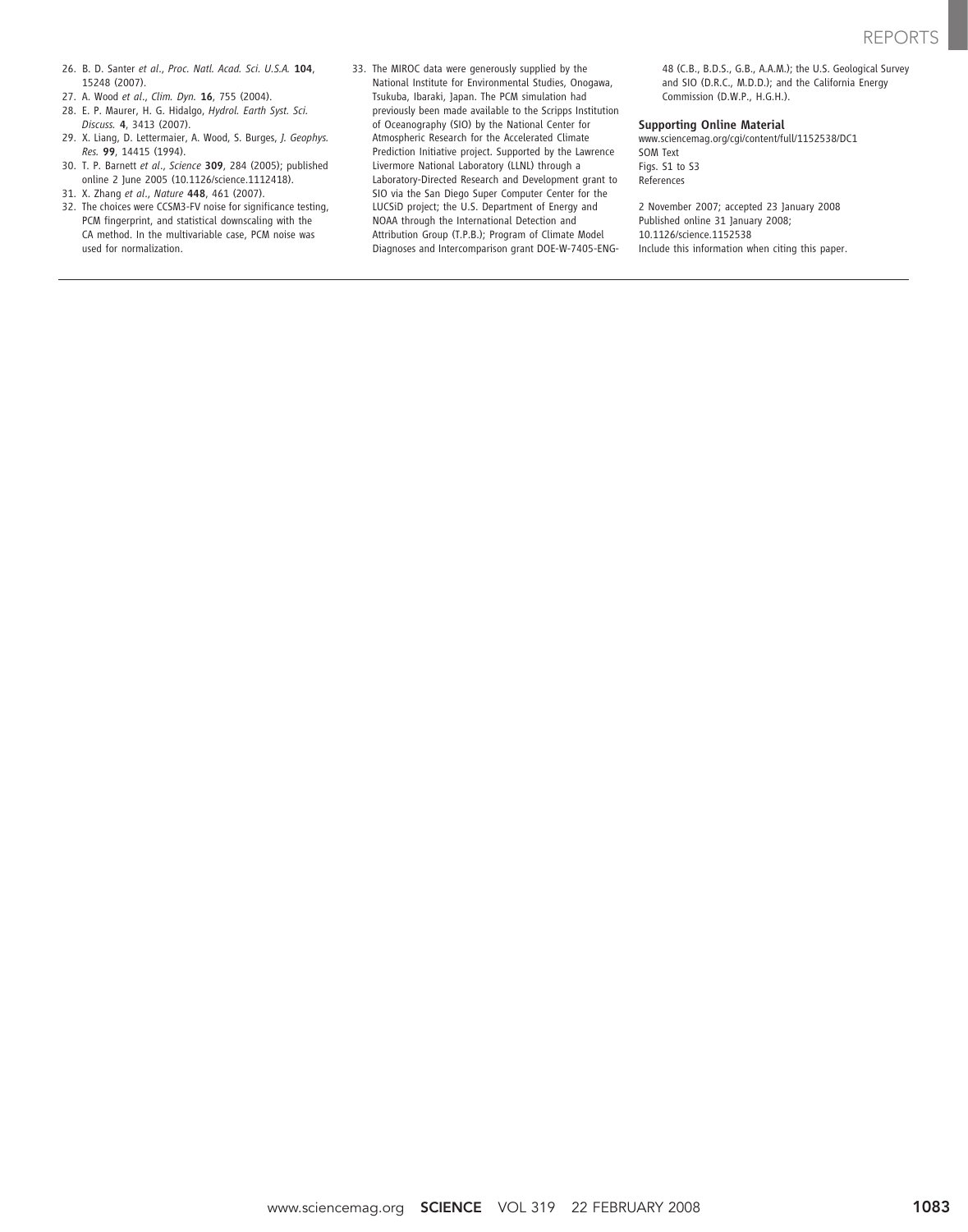26. B. D. Santer *et al*., *Proc. Natl. Acad. Sci. U.S.A.* **104**, 15248 (2007).
27. A. Wood *et al*., *Clim. Dyn.* **16**, 755 (2004).
28. E. P. Maurer, H. G. Hidalgo, *Hydrol. Earth Syst. Sci. Discuss.* **4**, 3413 (2007).
29. X. Liang, D. Lettermaier, A. Wood, S. Burges, *J. Geophys. Res.* **99**, 14415 (1994).
30. T. P. Barnett *et al*., *Science* **309**, 284 (2005); published online 2 June 2005 (10.1126/science.1112418).
31. X. Zhang *et al*., *Nature* **448**, 461 (2007).
32. The choices were CCSM3-FV noise for significance testing, PCM fingerprint, and statistical downscaling with the CA method. In the multivariable case, PCM noise was used for normalization.
33. The MIROC data were generously supplied by the National Institute for Environmental Studies, Onogawa, Tsukuba, Ibaraki, Japan. The PCM simulation had previously been made available to the Scripps Institution of Oceanography (SIO) by the National Center for Atmospheric Research for the Accelerated Climate Prediction Initiative project. Supported by the Lawrence Livermore National Laboratory (LLNL) through a Laboratory-Directed Research and Development grant to SIO via the San Diego Super Computer Center for the LUCSiD project; the U.S. Department of Energy and NOAA through the International Detection and Attribution Group (T.P.B.); Program of Climate Model Diagnoses and Intercomparison grant DOE-W-7405-ENG-48 (C.B., B.D.S., G.B., A.A.M.); the U.S. Geological Survey and SIO (D.R.C., M.D.D.); and the California Energy Commission (D.W.P., H.G.H.).

**Supporting Online Material**

www.sciencemag.org/cgi/content/full/1152538/DC1
SOM Text
Figs. S1 to S3
References

2 November 2007; accepted 23 January 2008
Published online 31 January 2008;
10.1126/science.1152538
Include this information when citing this paper.